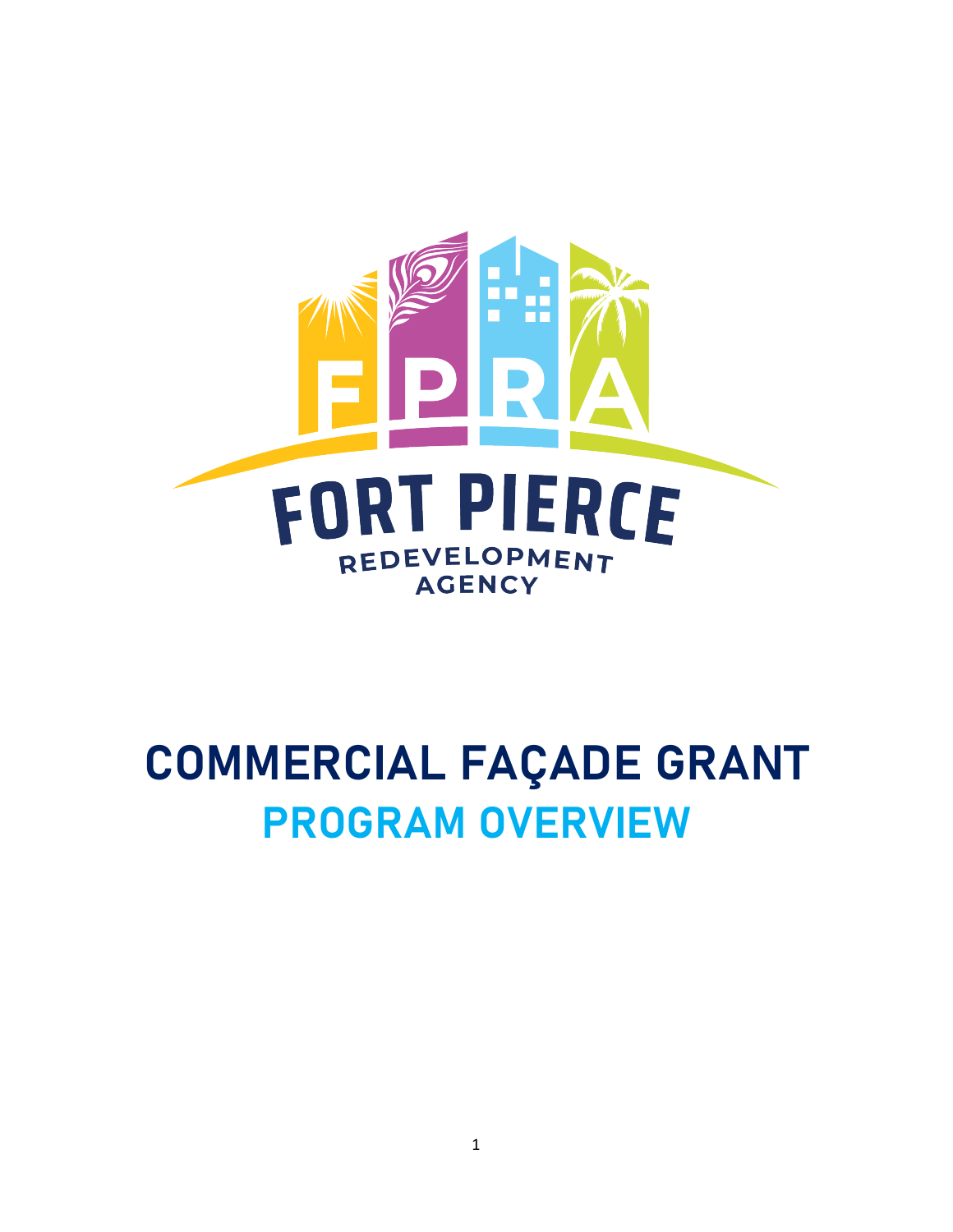FPRA

FORT PIERCE

REDEVELOPMENT AGENCY

# COMMERCIAL FAÇADE GRANT

## PROGRAM OVERVIEW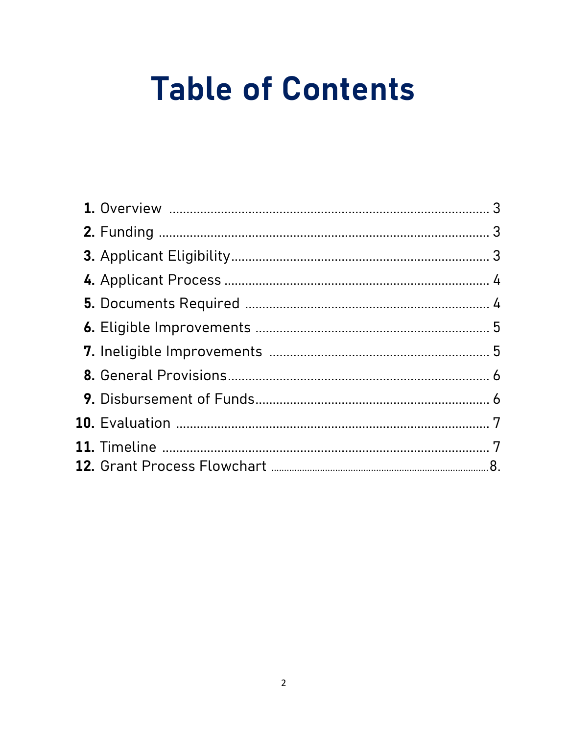# Table of Contents

1. **1.** Overview ............................................................................. 3
2. **2.** Funding ................................................................................ 3
3. **3.** Applicant Eligibility.......................................................... 3
4. **4.** Applicant Process ............................................................. 4
5. **5.** Documents Required ...................................................... 4
6. **6.** Eligible Improvements .................................................... 5
7. **7.** Ineligible Improvements ............................................... 5
8. **8.** General Provisions........................................................... 6
9. **9.** Disbursement of Funds................................................... 6
10. **10.** Evaluation ........................................................................... 7
11. **11.** Timeline ............................................................................... 7
12. **12.** Grant Process Flowchart ................................................... 8.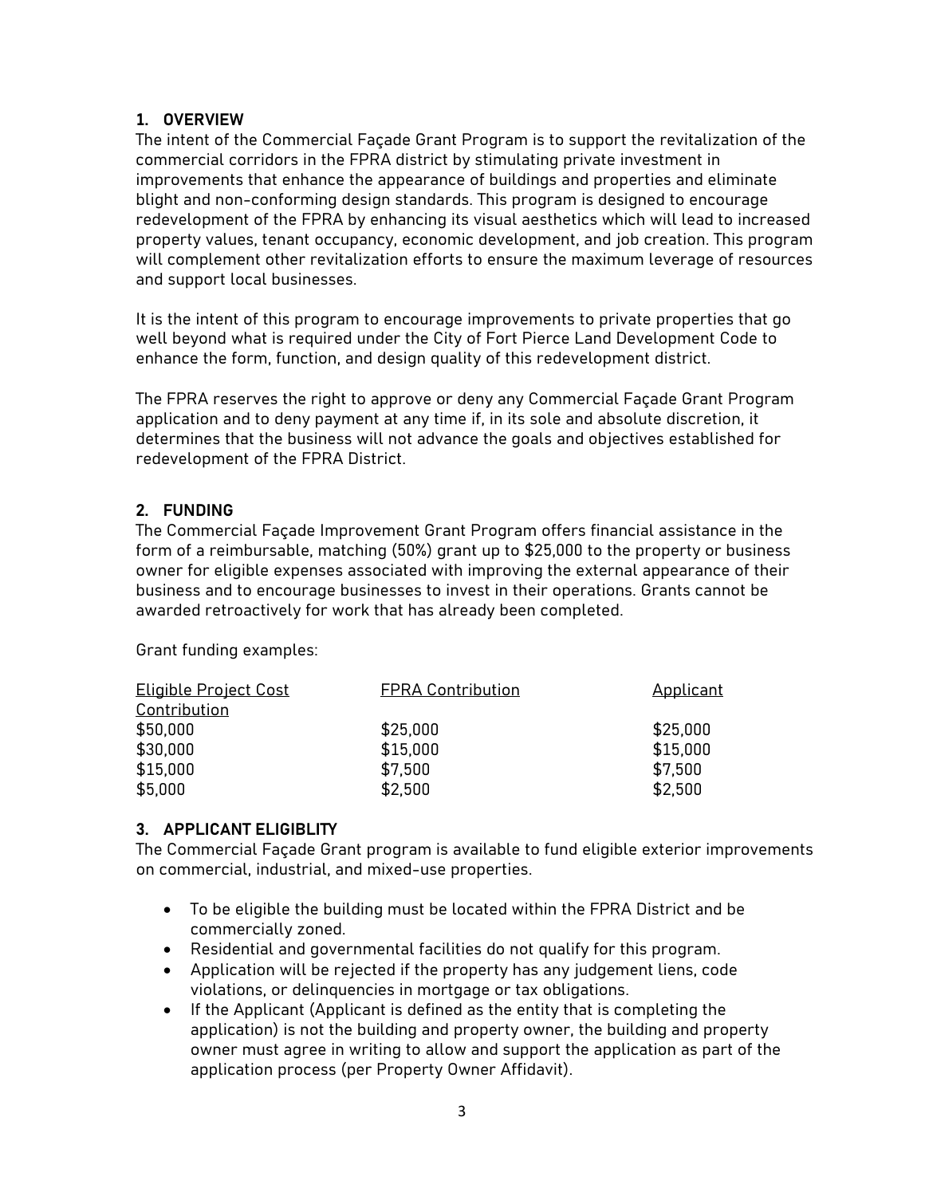## 1. OVERVIEW

The intent of the Commercial Façade Grant Program is to support the revitalization of the commercial corridors in the FPRA district by stimulating private investment in improvements that enhance the appearance of buildings and properties and eliminate blight and non-conforming design standards. This program is designed to encourage redevelopment of the FPRA by enhancing its visual aesthetics which will lead to increased property values, tenant occupancy, economic development, and job creation. This program will complement other revitalization efforts to ensure the maximum leverage of resources and support local businesses.

It is the intent of this program to encourage improvements to private properties that go well beyond what is required under the City of Fort Pierce Land Development Code to enhance the form, function, and design quality of this redevelopment district.

The FPRA reserves the right to approve or deny any Commercial Façade Grant Program application and to deny payment at any time if, in its sole and absolute discretion, it determines that the business will not advance the goals and objectives established for redevelopment of the FPRA District.

## 2. FUNDING

The Commercial Façade Improvement Grant Program offers financial assistance in the form of a reimbursable, matching (50%) grant up to $25,000 to the property or business owner for eligible expenses associated with improving the external appearance of their business and to encourage businesses to invest in their operations. Grants cannot be awarded retroactively for work that has already been completed.

Grant funding examples:

| Eligible Project Cost | FPRA Contribution | Applicant Contribution |
|---|---|---|
| $50,000 | $25,000 | $25,000 |
| $30,000 | $15,000 | $15,000 |
| $15,000 | $7,500 | $7,500 |
| $5,000 | $2,500 | $2,500 |

## 3. APPLICANT ELIGIBLITY

The Commercial Façade Grant program is available to fund eligible exterior improvements on commercial, industrial, and mixed-use properties.

- To be eligible the building must be located within the FPRA District and be commercially zoned.
- Residential and governmental facilities do not qualify for this program.
- Application will be rejected if the property has any judgement liens, code violations, or delinquencies in mortgage or tax obligations.
- If the Applicant (Applicant is defined as the entity that is completing the application) is not the building and property owner, the building and property owner must agree in writing to allow and support the application as part of the application process (per Property Owner Affidavit).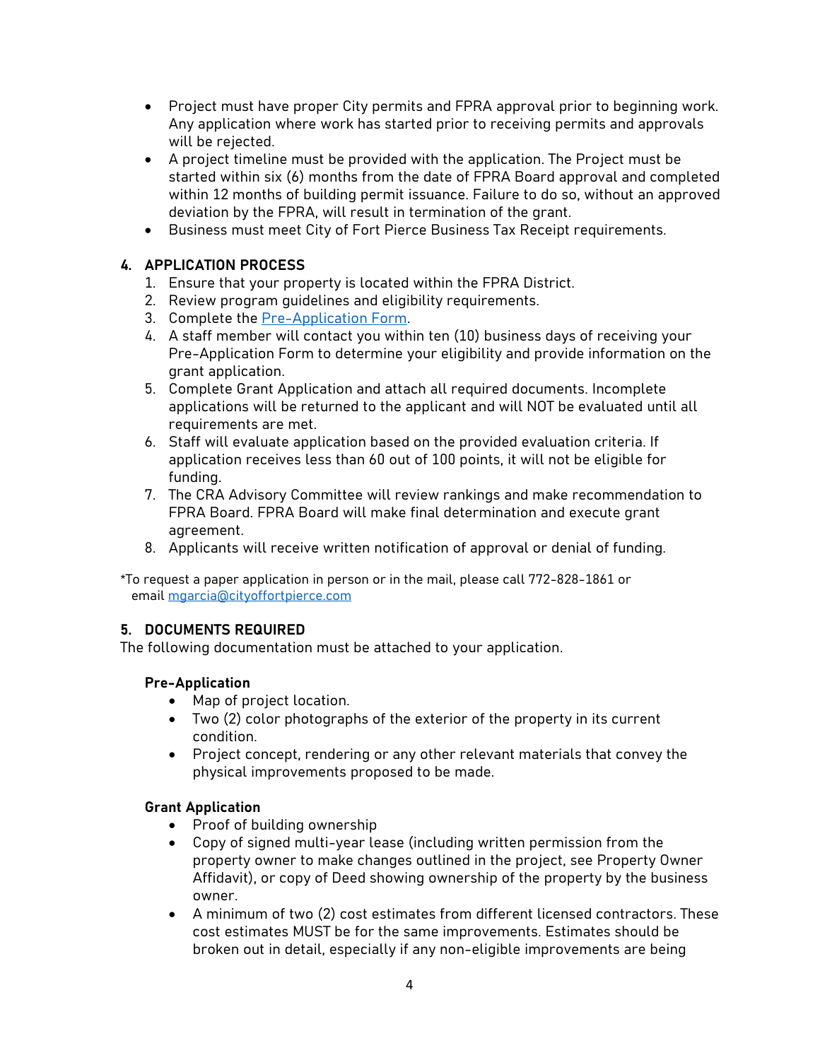- Project must have proper City permits and FPRA approval prior to beginning work. Any application where work has started prior to receiving permits and approvals will be rejected.
- A project timeline must be provided with the application. The Project must be started within six (6) months from the date of FPRA Board approval and completed within 12 months of building permit issuance. Failure to do so, without an approved deviation by the FPRA, will result in termination of the grant.
- Business must meet City of Fort Pierce Business Tax Receipt requirements.

## 4. APPLICATION PROCESS

1. Ensure that your property is located within the FPRA District.
2. Review program guidelines and eligibility requirements.
3. Complete the Pre-Application Form.
4. A staff member will contact you within ten (10) business days of receiving your Pre-Application Form to determine your eligibility and provide information on the grant application.
5. Complete Grant Application and attach all required documents. Incomplete applications will be returned to the applicant and will NOT be evaluated until all requirements are met.
6. Staff will evaluate application based on the provided evaluation criteria. If application receives less than 60 out of 100 points, it will not be eligible for funding.
7. The CRA Advisory Committee will review rankings and make recommendation to FPRA Board. FPRA Board will make final determination and execute grant agreement.
8. Applicants will receive written notification of approval or denial of funding.

*To request a paper application in person or in the mail, please call 772-828-1861 or email mgarcia@cityoffortpierce.com

## 5. DOCUMENTS REQUIRED

The following documentation must be attached to your application.

### Pre-Application

- Map of project location.
- Two (2) color photographs of the exterior of the property in its current condition.
- Project concept, rendering or any other relevant materials that convey the physical improvements proposed to be made.

### Grant Application

- Proof of building ownership
- Copy of signed multi-year lease (including written permission from the property owner to make changes outlined in the project, see Property Owner Affidavit), or copy of Deed showing ownership of the property by the business owner.
- A minimum of two (2) cost estimates from different licensed contractors. These cost estimates MUST be for the same improvements. Estimates should be broken out in detail, especially if any non-eligible improvements are being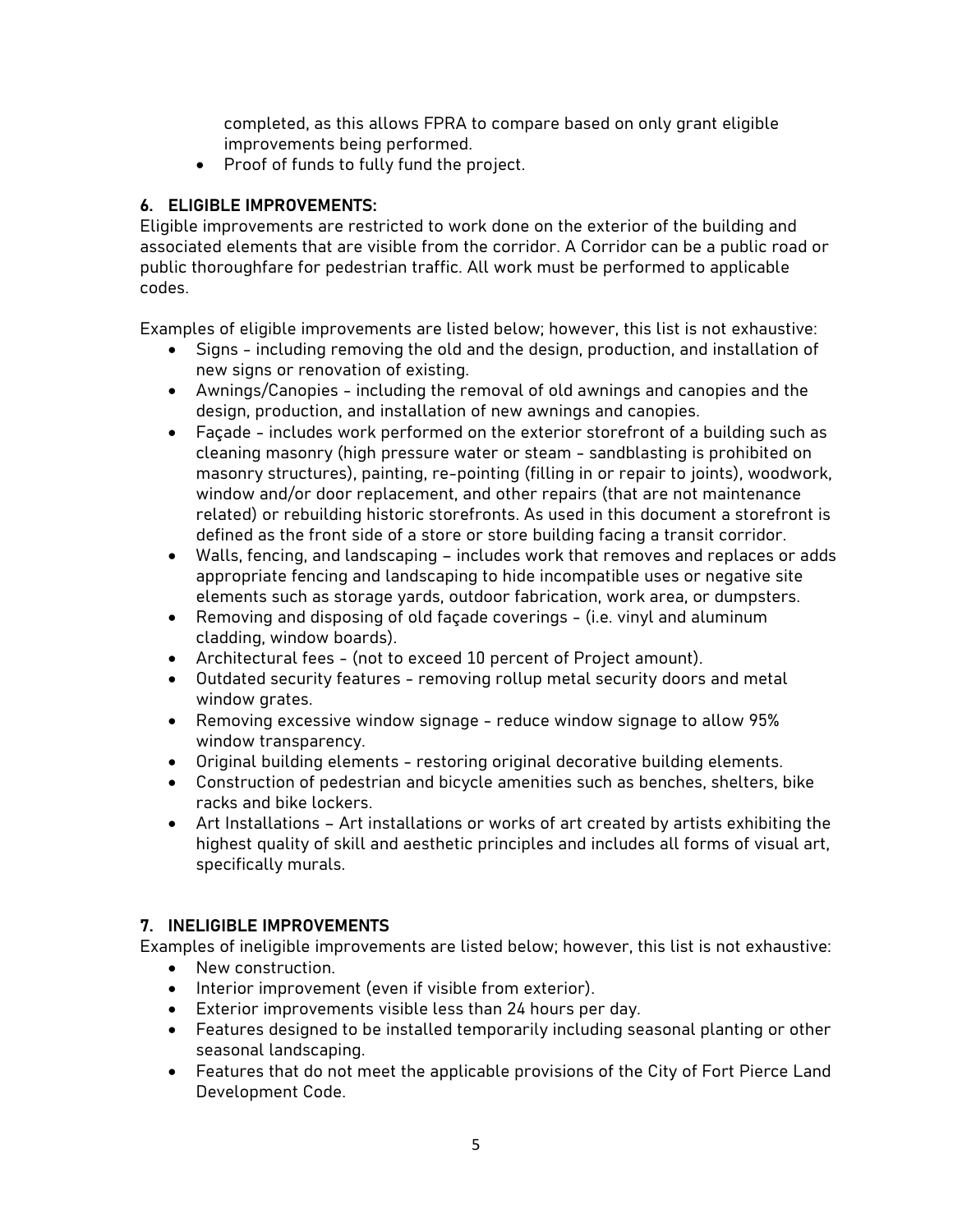completed, as this allows FPRA to compare based on only grant eligible improvements being performed.

- Proof of funds to fully fund the project.

## 6. ELIGIBLE IMPROVEMENTS:

Eligible improvements are restricted to work done on the exterior of the building and associated elements that are visible from the corridor. A Corridor can be a public road or public thoroughfare for pedestrian traffic. All work must be performed to applicable codes.

Examples of eligible improvements are listed below; however, this list is not exhaustive:

- Signs - including removing the old and the design, production, and installation of new signs or renovation of existing.
- Awnings/Canopies - including the removal of old awnings and canopies and the design, production, and installation of new awnings and canopies.
- Façade - includes work performed on the exterior storefront of a building such as cleaning masonry (high pressure water or steam - sandblasting is prohibited on masonry structures), painting, re-pointing (filling in or repair to joints), woodwork, window and/or door replacement, and other repairs (that are not maintenance related) or rebuilding historic storefronts. As used in this document a storefront is defined as the front side of a store or store building facing a transit corridor.
- Walls, fencing, and landscaping – includes work that removes and replaces or adds appropriate fencing and landscaping to hide incompatible uses or negative site elements such as storage yards, outdoor fabrication, work area, or dumpsters.
- Removing and disposing of old façade coverings - (i.e. vinyl and aluminum cladding, window boards).
- Architectural fees - (not to exceed 10 percent of Project amount).
- Outdated security features - removing rollup metal security doors and metal window grates.
- Removing excessive window signage - reduce window signage to allow 95% window transparency.
- Original building elements - restoring original decorative building elements.
- Construction of pedestrian and bicycle amenities such as benches, shelters, bike racks and bike lockers.
- Art Installations – Art installations or works of art created by artists exhibiting the highest quality of skill and aesthetic principles and includes all forms of visual art, specifically murals.

## 7. INELIGIBLE IMPROVEMENTS

Examples of ineligible improvements are listed below; however, this list is not exhaustive:

- New construction.
- Interior improvement (even if visible from exterior).
- Exterior improvements visible less than 24 hours per day.
- Features designed to be installed temporarily including seasonal planting or other seasonal landscaping.
- Features that do not meet the applicable provisions of the City of Fort Pierce Land Development Code.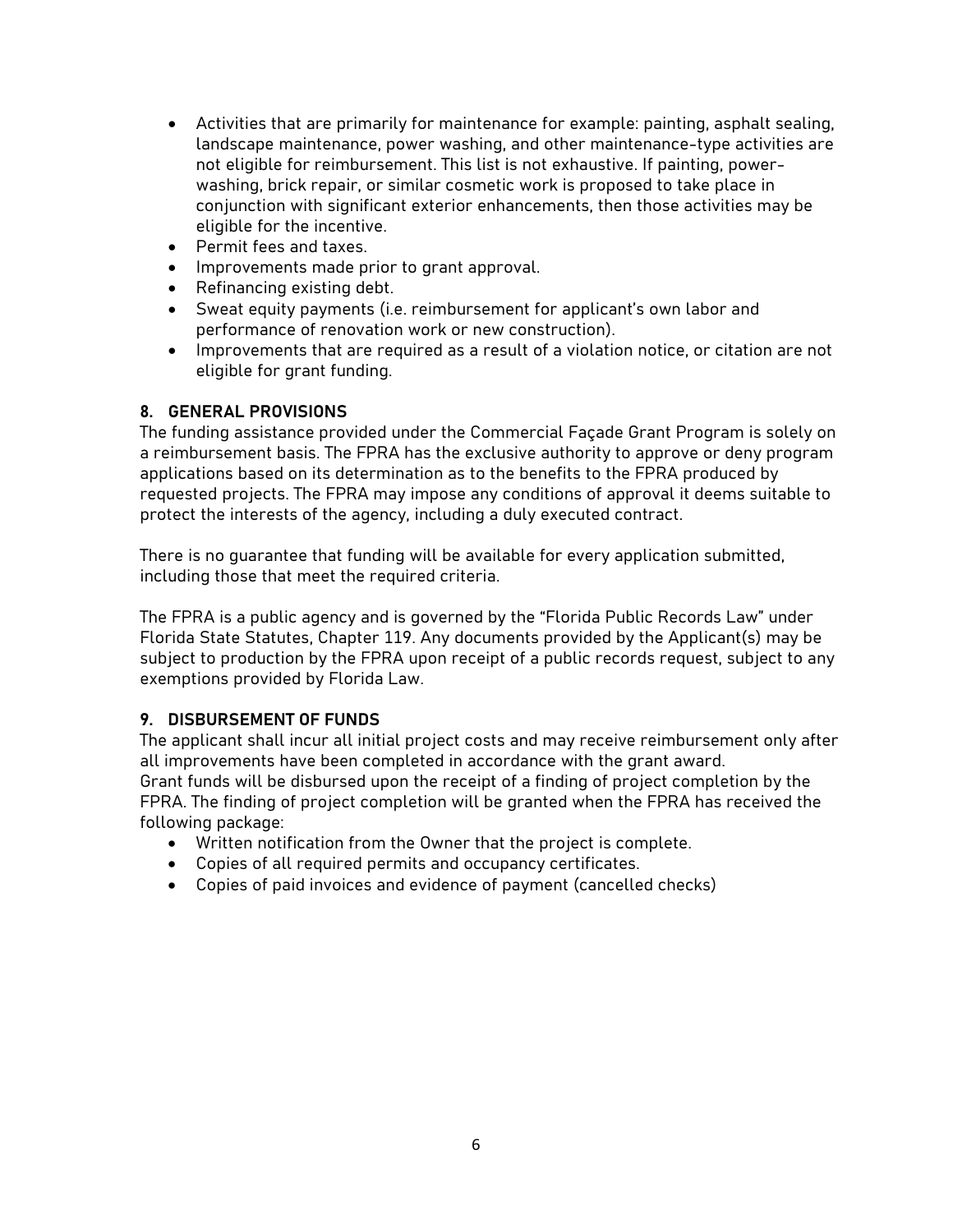- Activities that are primarily for maintenance for example: painting, asphalt sealing, landscape maintenance, power washing, and other maintenance-type activities are not eligible for reimbursement. This list is not exhaustive. If painting, power-washing, brick repair, or similar cosmetic work is proposed to take place in conjunction with significant exterior enhancements, then those activities may be eligible for the incentive.
- Permit fees and taxes.
- Improvements made prior to grant approval.
- Refinancing existing debt.
- Sweat equity payments (i.e. reimbursement for applicant's own labor and performance of renovation work or new construction).
- Improvements that are required as a result of a violation notice, or citation are not eligible for grant funding.

## 8. GENERAL PROVISIONS

The funding assistance provided under the Commercial Façade Grant Program is solely on a reimbursement basis. The FPRA has the exclusive authority to approve or deny program applications based on its determination as to the benefits to the FPRA produced by requested projects. The FPRA may impose any conditions of approval it deems suitable to protect the interests of the agency, including a duly executed contract.

There is no guarantee that funding will be available for every application submitted, including those that meet the required criteria.

The FPRA is a public agency and is governed by the "Florida Public Records Law" under Florida State Statutes, Chapter 119. Any documents provided by the Applicant(s) may be subject to production by the FPRA upon receipt of a public records request, subject to any exemptions provided by Florida Law.

## 9. DISBURSEMENT OF FUNDS

The applicant shall incur all initial project costs and may receive reimbursement only after all improvements have been completed in accordance with the grant award.
Grant funds will be disbursed upon the receipt of a finding of project completion by the FPRA. The finding of project completion will be granted when the FPRA has received the following package:

- Written notification from the Owner that the project is complete.
- Copies of all required permits and occupancy certificates.
- Copies of paid invoices and evidence of payment (cancelled checks)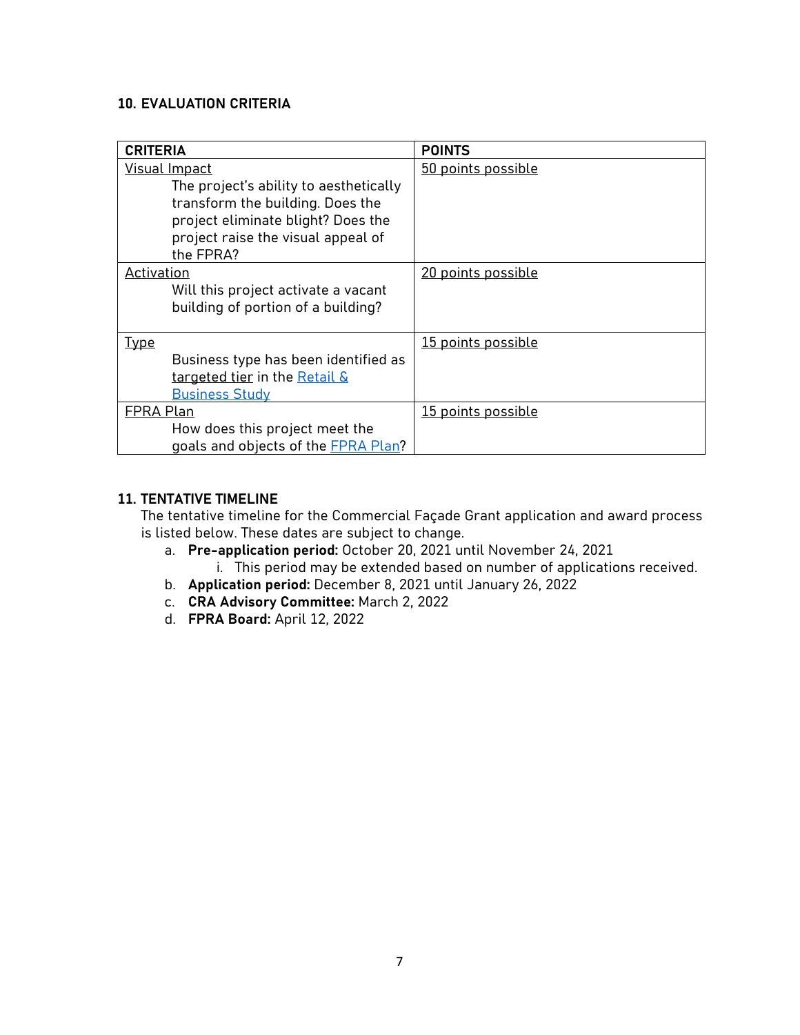### 10. EVALUATION CRITERIA

| CRITERIA | POINTS |
| --- | --- |
| Visual Impact<br>The project's ability to aesthetically transform the building. Does the project eliminate blight? Does the project raise the visual appeal of the FPRA? | 50 points possible |
| Activation<br>Will this project activate a vacant building of portion of a building? | 20 points possible |
| Type<br>Business type has been identified as targeted tier in the Retail & Business Study | 15 points possible |
| FPRA Plan<br>How does this project meet the goals and objects of the FPRA Plan? | 15 points possible |

### 11. TENTATIVE TIMELINE

The tentative timeline for the Commercial Façade Grant application and award process is listed below. These dates are subject to change.

a. **Pre-application period:** October 20, 2021 until November 24, 2021
    i. This period may be extended based on number of applications received.
b. **Application period:** December 8, 2021 until January 26, 2022
c. **CRA Advisory Committee:** March 2, 2022
d. **FPRA Board:** April 12, 2022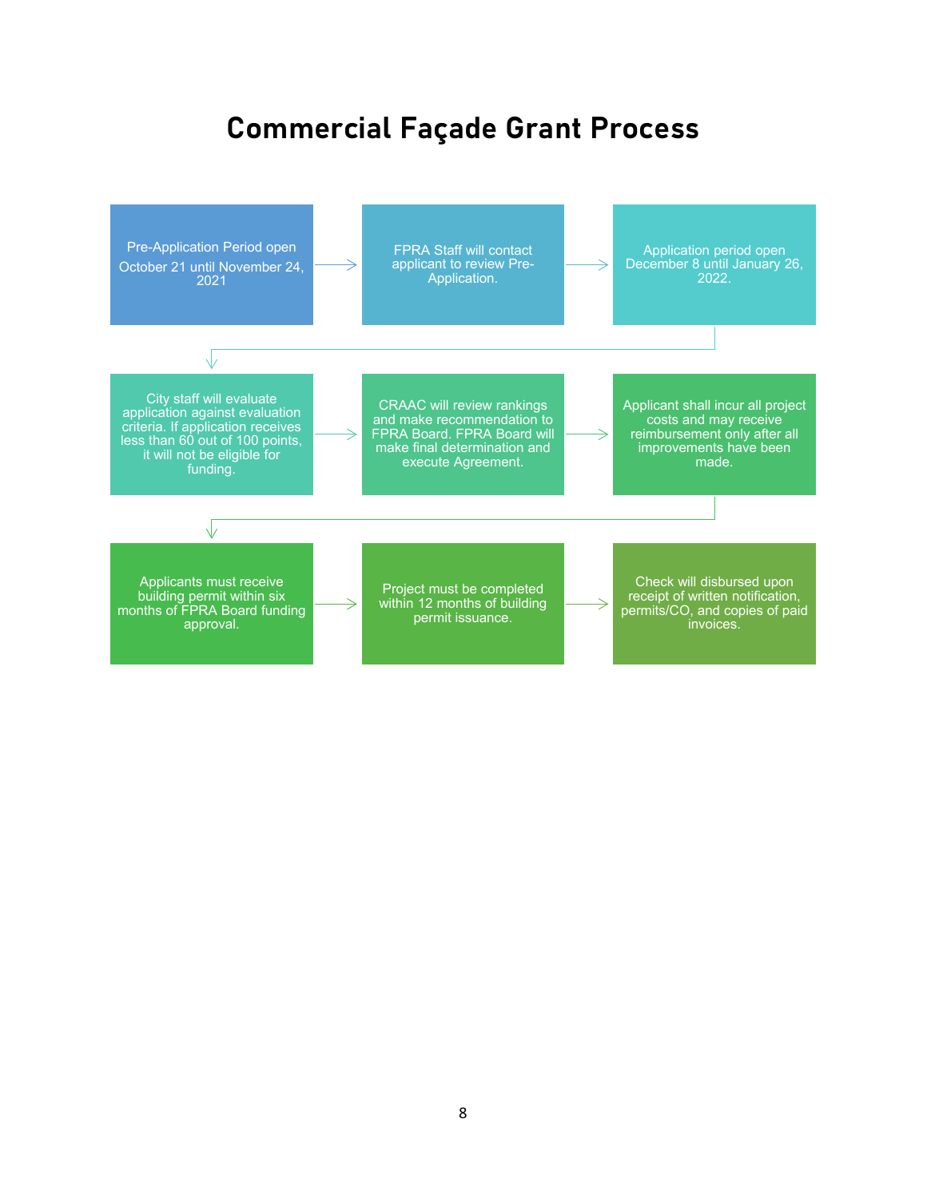# Commercial Façade Grant Process

1. Pre-Application Period open October 21 until November 24, 2021
2. FPRA Staff will contact applicant to review Pre-Application.
3. Application period open December 8 until January 26, 2022.
4. City staff will evaluate application against evaluation criteria. If application receives less than 60 out of 100 points, it will not be eligible for funding.
5. CRAAC will review rankings and make recommendation to FPRA Board. FPRA Board will make final determination and execute Agreement.
6. Applicant shall incur all project costs and may receive reimbursement only after all improvements have been made.
7. Applicants must receive building permit within six months of FPRA Board funding approval.
8. Project must be completed within 12 months of building permit issuance.
9. Check will disbursed upon receipt of written notification, permits/CO, and copies of paid invoices.